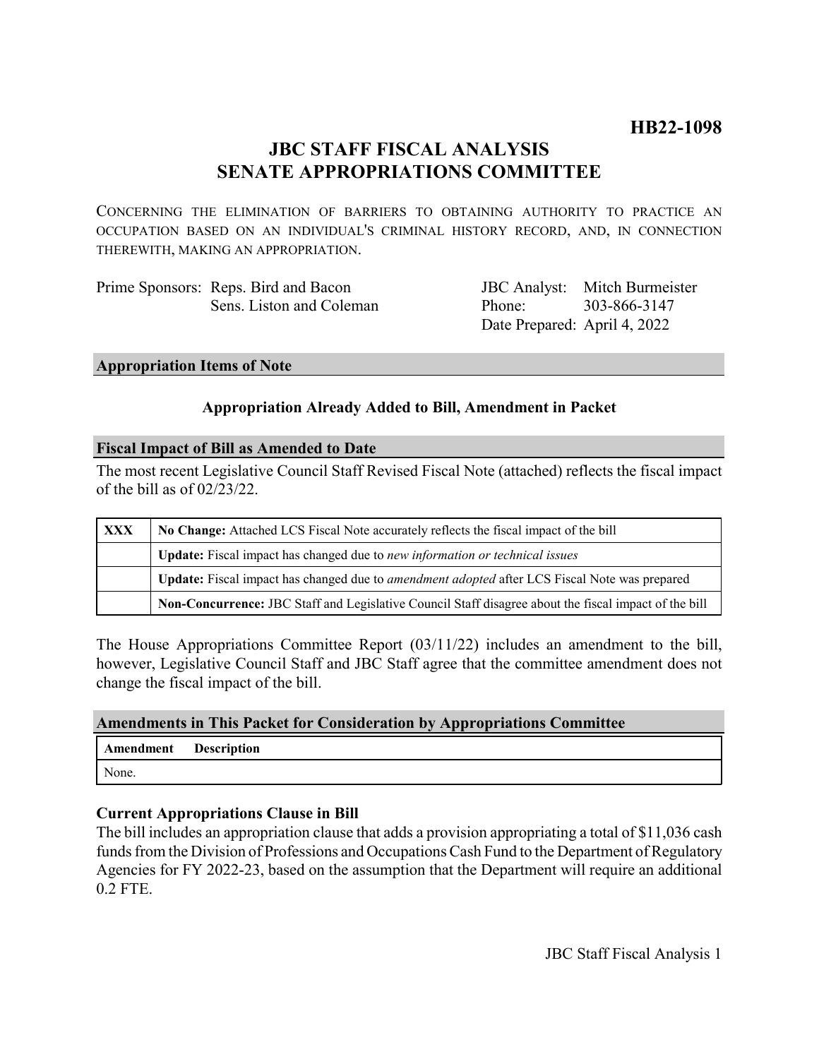**HB22-1098**

# JBC STAFF FISCAL ANALYSIS
# SENATE APPROPRIATIONS COMMITTEE

CONCERNING THE ELIMINATION OF BARRIERS TO OBTAINING AUTHORITY TO PRACTICE AN OCCUPATION BASED ON AN INDIVIDUAL'S CRIMINAL HISTORY RECORD, AND, IN CONNECTION THEREWITH, MAKING AN APPROPRIATION.

Prime Sponsors: Reps. Bird and Bacon
Sens. Liston and Coleman

JBC Analyst: Mitch Burmeister
Phone: 303-866-3147
Date Prepared: April 4, 2022

## Appropriation Items of Note

**Appropriation Already Added to Bill, Amendment in Packet**

## Fiscal Impact of Bill as Amended to Date

The most recent Legislative Council Staff Revised Fiscal Note (attached) reflects the fiscal impact of the bill as of 02/23/22.

| | |
|---|---|
| **XXX** | **No Change:** Attached LCS Fiscal Note accurately reflects the fiscal impact of the bill |
| | **Update:** Fiscal impact has changed due to *new information or technical issues* |
| | **Update:** Fiscal impact has changed due to *amendment adopted* after LCS Fiscal Note was prepared |
| | **Non-Concurrence:** JBC Staff and Legislative Council Staff disagree about the fiscal impact of the bill |

The House Appropriations Committee Report (03/11/22) includes an amendment to the bill, however, Legislative Council Staff and JBC Staff agree that the committee amendment does not change the fiscal impact of the bill.

## Amendments in This Packet for Consideration by Appropriations Committee

| Amendment | Description |
|---|---|
| None. | |

### Current Appropriations Clause in Bill

The bill includes an appropriation clause that adds a provision appropriating a total of $11,036 cash funds from the Division of Professions and Occupations Cash Fund to the Department of Regulatory Agencies for FY 2022-23, based on the assumption that the Department will require an additional 0.2 FTE.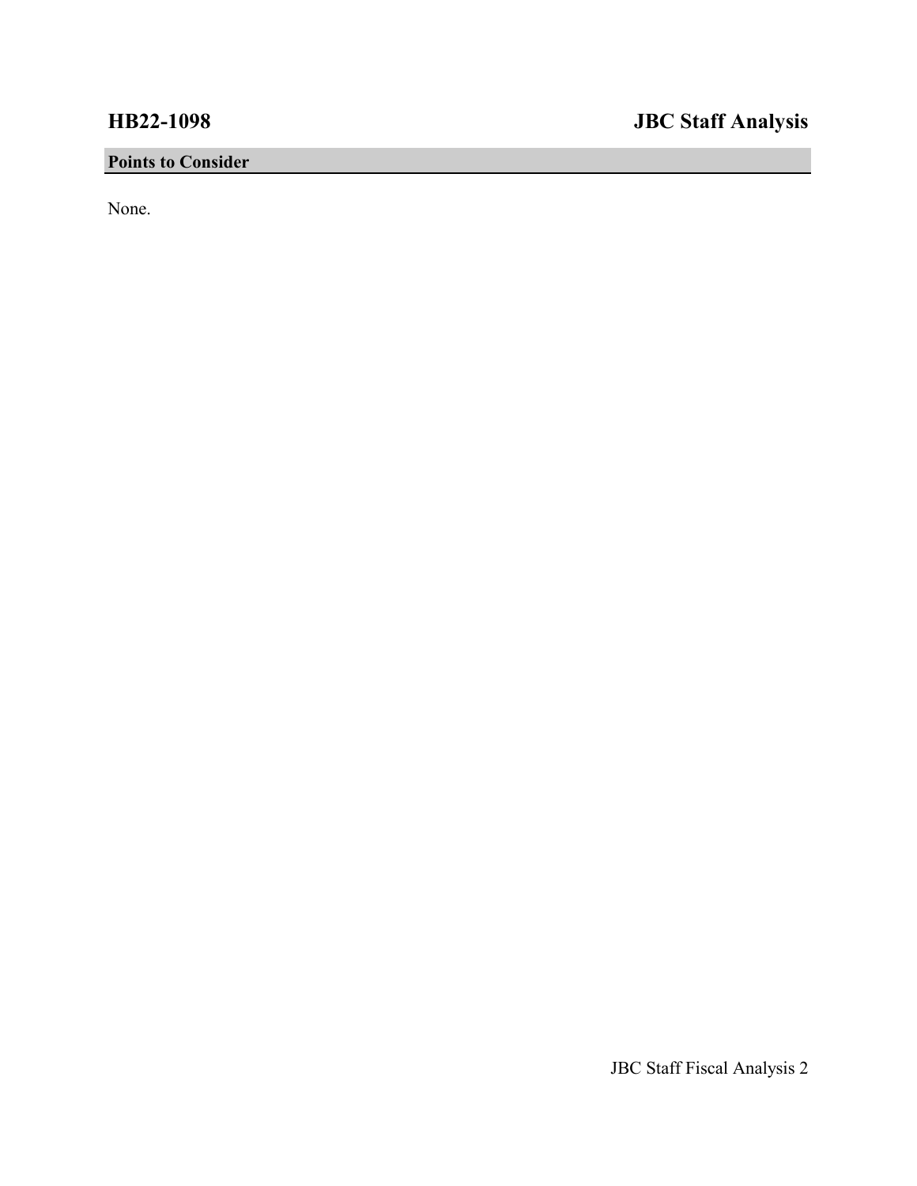## Points to Consider

None.